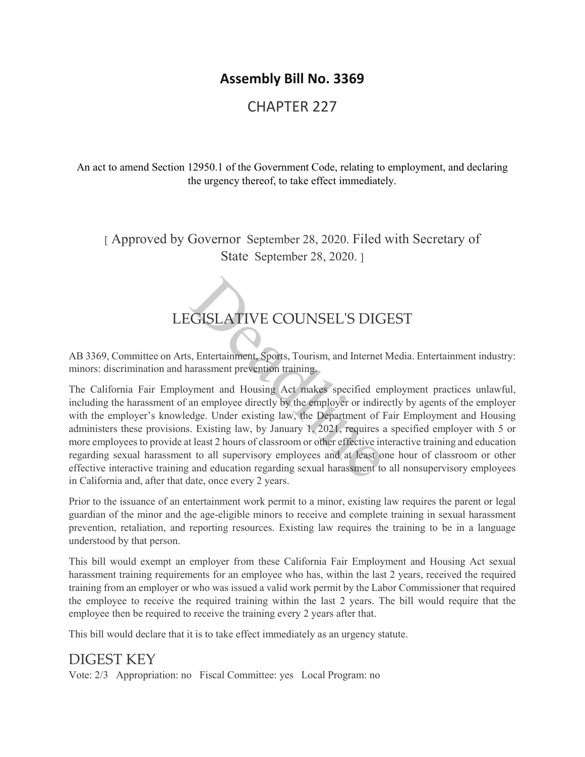# Assembly Bill No. 3369

## CHAPTER 227

An act to amend Section 12950.1 of the Government Code, relating to employment, and declaring the urgency thereof, to take effect immediately.

[ Approved by Governor September 28, 2020. Filed with Secretary of State September 28, 2020. ]

## LEGISLATIVE COUNSEL'S DIGEST

AB 3369, Committee on Arts, Entertainment, Sports, Tourism, and Internet Media. Entertainment industry: minors: discrimination and harassment prevention training.

The California Fair Employment and Housing Act makes specified employment practices unlawful, including the harassment of an employee directly by the employer or indirectly by agents of the employer with the employer's knowledge. Under existing law, the Department of Fair Employment and Housing administers these provisions. Existing law, by January 1, 2021, requires a specified employer with 5 or more employees to provide at least 2 hours of classroom or other effective interactive training and education regarding sexual harassment to all supervisory employees and at least one hour of classroom or other effective interactive training and education regarding sexual harassment to all nonsupervisory employees in California and, after that date, once every 2 years.

Prior to the issuance of an entertainment work permit to a minor, existing law requires the parent or legal guardian of the minor and the age-eligible minors to receive and complete training in sexual harassment prevention, retaliation, and reporting resources. Existing law requires the training to be in a language understood by that person.

This bill would exempt an employer from these California Fair Employment and Housing Act sexual harassment training requirements for an employee who has, within the last 2 years, received the required training from an employer or who was issued a valid work permit by the Labor Commissioner that required the employee to receive the required training within the last 2 years. The bill would require that the employee then be required to receive the training every 2 years after that.

This bill would declare that it is to take effect immediately as an urgency statute.

## DIGEST KEY

Vote: 2/3 Appropriation: no Fiscal Committee: yes Local Program: no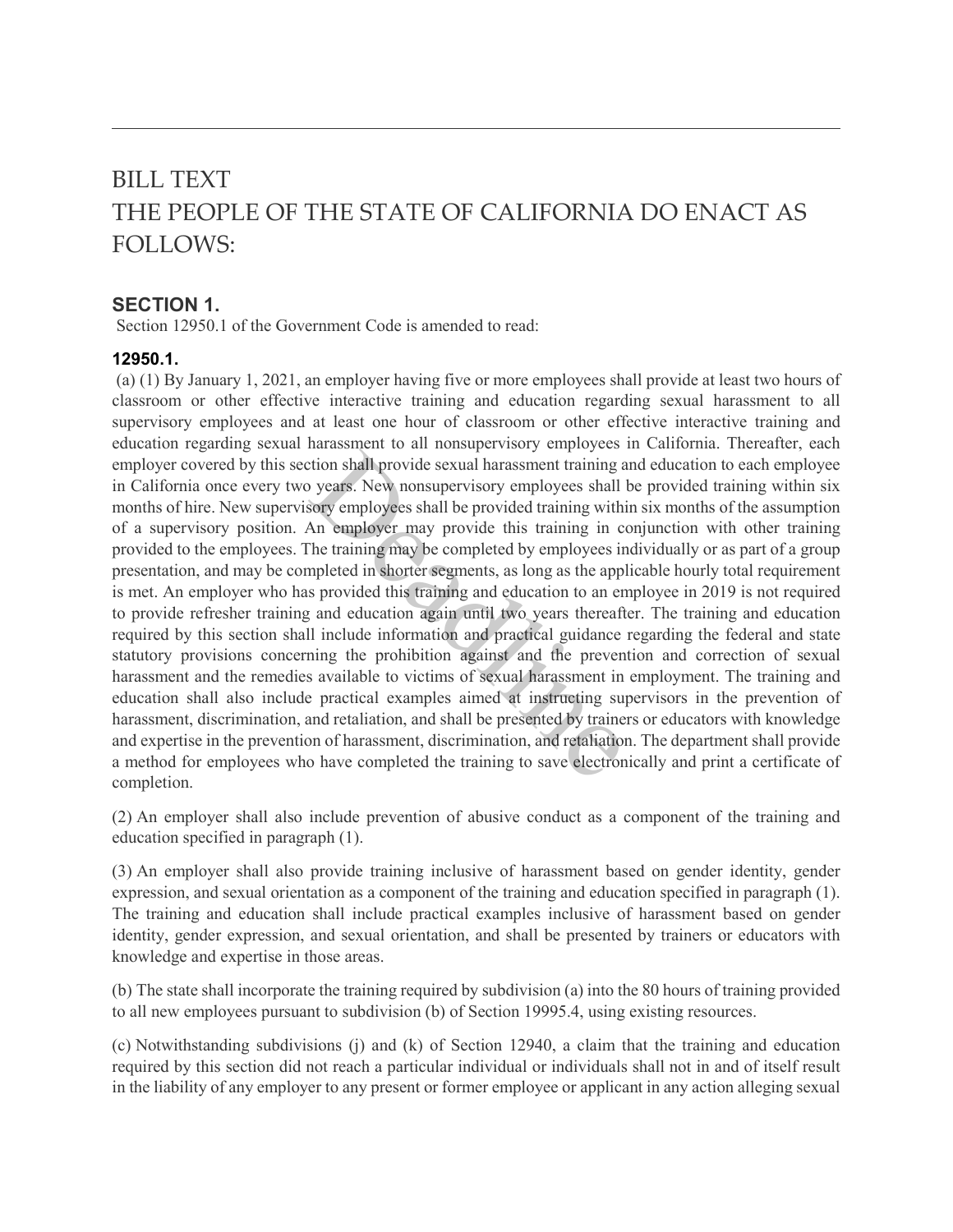# BILL TEXT

# THE PEOPLE OF THE STATE OF CALIFORNIA DO ENACT AS FOLLOWS:

### SECTION 1.

Section 12950.1 of the Government Code is amended to read:

#### 12950.1.

(a) (1) By January 1, 2021, an employer having five or more employees shall provide at least two hours of classroom or other effective interactive training and education regarding sexual harassment to all supervisory employees and at least one hour of classroom or other effective interactive training and education regarding sexual harassment to all nonsupervisory employees in California. Thereafter, each employer covered by this section shall provide sexual harassment training and education to each employee in California once every two years. New nonsupervisory employees shall be provided training within six months of hire. New supervisory employees shall be provided training within six months of the assumption of a supervisory position. An employer may provide this training in conjunction with other training provided to the employees. The training may be completed by employees individually or as part of a group presentation, and may be completed in shorter segments, as long as the applicable hourly total requirement is met. An employer who has provided this training and education to an employee in 2019 is not required to provide refresher training and education again until two years thereafter. The training and education required by this section shall include information and practical guidance regarding the federal and state statutory provisions concerning the prohibition against and the prevention and correction of sexual harassment and the remedies available to victims of sexual harassment in employment. The training and education shall also include practical examples aimed at instructing supervisors in the prevention of harassment, discrimination, and retaliation, and shall be presented by trainers or educators with knowledge and expertise in the prevention of harassment, discrimination, and retaliation. The department shall provide a method for employees who have completed the training to save electronically and print a certificate of completion.

(2) An employer shall also include prevention of abusive conduct as a component of the training and education specified in paragraph (1).

(3) An employer shall also provide training inclusive of harassment based on gender identity, gender expression, and sexual orientation as a component of the training and education specified in paragraph (1). The training and education shall include practical examples inclusive of harassment based on gender identity, gender expression, and sexual orientation, and shall be presented by trainers or educators with knowledge and expertise in those areas.

(b) The state shall incorporate the training required by subdivision (a) into the 80 hours of training provided to all new employees pursuant to subdivision (b) of Section 19995.4, using existing resources.

(c) Notwithstanding subdivisions (j) and (k) of Section 12940, a claim that the training and education required by this section did not reach a particular individual or individuals shall not in and of itself result in the liability of any employer to any present or former employee or applicant in any action alleging sexual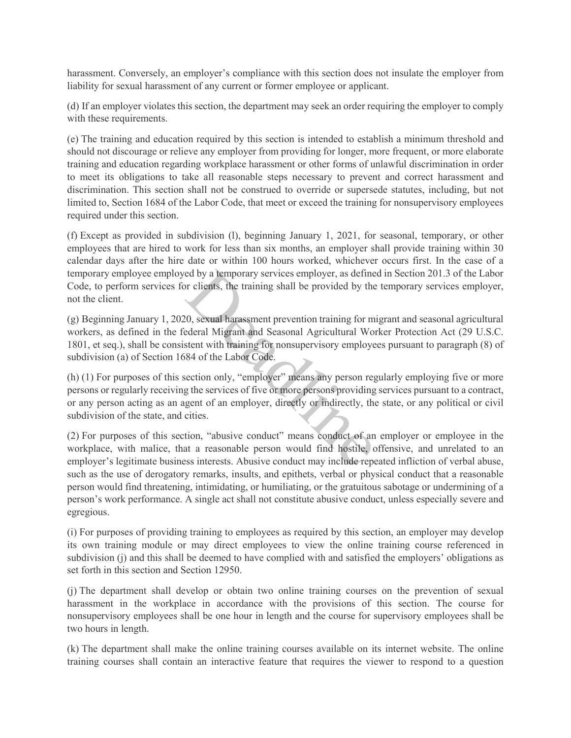harassment. Conversely, an employer's compliance with this section does not insulate the employer from liability for sexual harassment of any current or former employee or applicant.

(d) If an employer violates this section, the department may seek an order requiring the employer to comply with these requirements.

(e) The training and education required by this section is intended to establish a minimum threshold and should not discourage or relieve any employer from providing for longer, more frequent, or more elaborate training and education regarding workplace harassment or other forms of unlawful discrimination in order to meet its obligations to take all reasonable steps necessary to prevent and correct harassment and discrimination. This section shall not be construed to override or supersede statutes, including, but not limited to, Section 1684 of the Labor Code, that meet or exceed the training for nonsupervisory employees required under this section.

(f) Except as provided in subdivision (l), beginning January 1, 2021, for seasonal, temporary, or other employees that are hired to work for less than six months, an employer shall provide training within 30 calendar days after the hire date or within 100 hours worked, whichever occurs first. In the case of a temporary employee employed by a temporary services employer, as defined in Section 201.3 of the Labor Code, to perform services for clients, the training shall be provided by the temporary services employer, not the client.

(g) Beginning January 1, 2020, sexual harassment prevention training for migrant and seasonal agricultural workers, as defined in the federal Migrant and Seasonal Agricultural Worker Protection Act (29 U.S.C. 1801, et seq.), shall be consistent with training for nonsupervisory employees pursuant to paragraph (8) of subdivision (a) of Section 1684 of the Labor Code.

(h) (1) For purposes of this section only, "employer" means any person regularly employing five or more persons or regularly receiving the services of five or more persons providing services pursuant to a contract, or any person acting as an agent of an employer, directly or indirectly, the state, or any political or civil subdivision of the state, and cities.

(2) For purposes of this section, "abusive conduct" means conduct of an employer or employee in the workplace, with malice, that a reasonable person would find hostile, offensive, and unrelated to an employer's legitimate business interests. Abusive conduct may include repeated infliction of verbal abuse, such as the use of derogatory remarks, insults, and epithets, verbal or physical conduct that a reasonable person would find threatening, intimidating, or humiliating, or the gratuitous sabotage or undermining of a person's work performance. A single act shall not constitute abusive conduct, unless especially severe and egregious.

(i) For purposes of providing training to employees as required by this section, an employer may develop its own training module or may direct employees to view the online training course referenced in subdivision (j) and this shall be deemed to have complied with and satisfied the employers' obligations as set forth in this section and Section 12950.

(j) The department shall develop or obtain two online training courses on the prevention of sexual harassment in the workplace in accordance with the provisions of this section. The course for nonsupervisory employees shall be one hour in length and the course for supervisory employees shall be two hours in length.

(k) The department shall make the online training courses available on its internet website. The online training courses shall contain an interactive feature that requires the viewer to respond to a question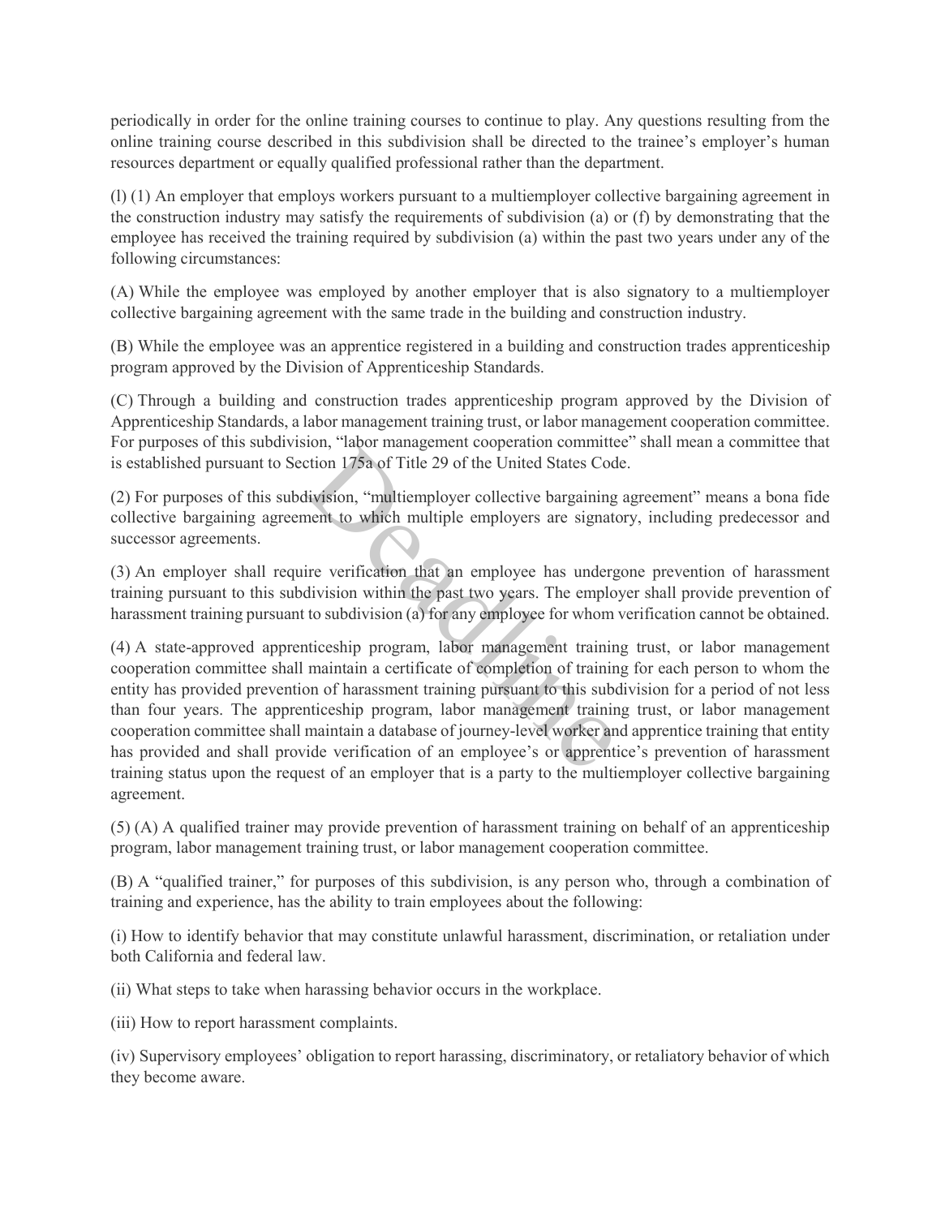periodically in order for the online training courses to continue to play. Any questions resulting from the online training course described in this subdivision shall be directed to the trainee's employer's human resources department or equally qualified professional rather than the department.

(l) (1) An employer that employs workers pursuant to a multiemployer collective bargaining agreement in the construction industry may satisfy the requirements of subdivision (a) or (f) by demonstrating that the employee has received the training required by subdivision (a) within the past two years under any of the following circumstances:

(A) While the employee was employed by another employer that is also signatory to a multiemployer collective bargaining agreement with the same trade in the building and construction industry.

(B) While the employee was an apprentice registered in a building and construction trades apprenticeship program approved by the Division of Apprenticeship Standards.

(C) Through a building and construction trades apprenticeship program approved by the Division of Apprenticeship Standards, a labor management training trust, or labor management cooperation committee. For purposes of this subdivision, "labor management cooperation committee" shall mean a committee that is established pursuant to Section 175a of Title 29 of the United States Code.

(2) For purposes of this subdivision, "multiemployer collective bargaining agreement" means a bona fide collective bargaining agreement to which multiple employers are signatory, including predecessor and successor agreements.

(3) An employer shall require verification that an employee has undergone prevention of harassment training pursuant to this subdivision within the past two years. The employer shall provide prevention of harassment training pursuant to subdivision (a) for any employee for whom verification cannot be obtained.

(4) A state-approved apprenticeship program, labor management training trust, or labor management cooperation committee shall maintain a certificate of completion of training for each person to whom the entity has provided prevention of harassment training pursuant to this subdivision for a period of not less than four years. The apprenticeship program, labor management training trust, or labor management cooperation committee shall maintain a database of journey-level worker and apprentice training that entity has provided and shall provide verification of an employee's or apprentice's prevention of harassment training status upon the request of an employer that is a party to the multiemployer collective bargaining agreement.

(5) (A) A qualified trainer may provide prevention of harassment training on behalf of an apprenticeship program, labor management training trust, or labor management cooperation committee.

(B) A "qualified trainer," for purposes of this subdivision, is any person who, through a combination of training and experience, has the ability to train employees about the following:

(i) How to identify behavior that may constitute unlawful harassment, discrimination, or retaliation under both California and federal law.

(ii) What steps to take when harassing behavior occurs in the workplace.

(iii) How to report harassment complaints.

(iv) Supervisory employees' obligation to report harassing, discriminatory, or retaliatory behavior of which they become aware.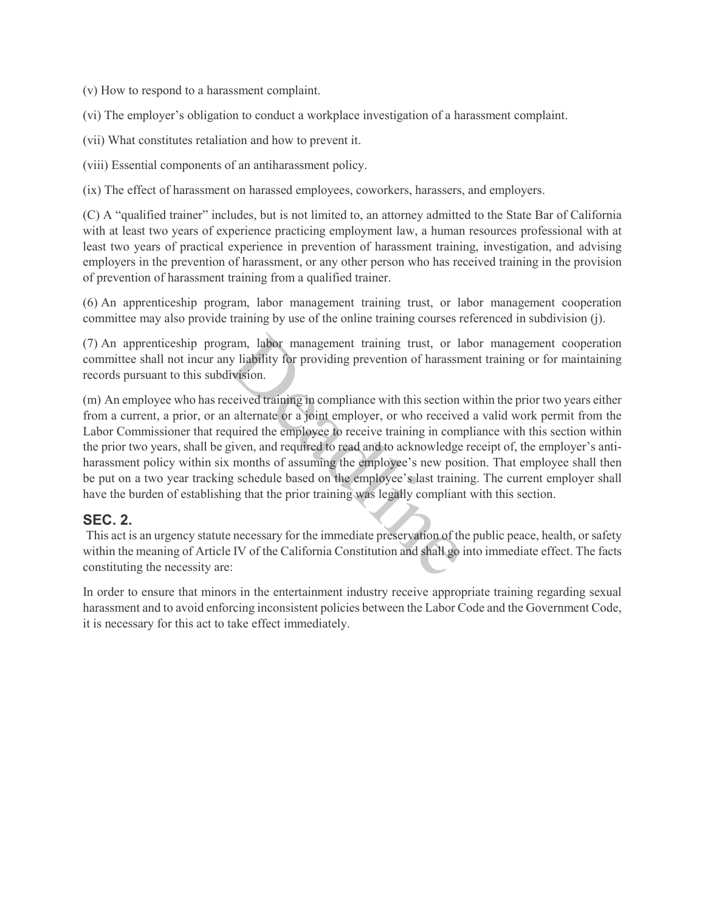(v) How to respond to a harassment complaint.

(vi) The employer's obligation to conduct a workplace investigation of a harassment complaint.

(vii) What constitutes retaliation and how to prevent it.

(viii) Essential components of an antiharassment policy.

(ix) The effect of harassment on harassed employees, coworkers, harassers, and employers.

(C) A "qualified trainer" includes, but is not limited to, an attorney admitted to the State Bar of California with at least two years of experience practicing employment law, a human resources professional with at least two years of practical experience in prevention of harassment training, investigation, and advising employers in the prevention of harassment, or any other person who has received training in the provision of prevention of harassment training from a qualified trainer.

(6) An apprenticeship program, labor management training trust, or labor management cooperation committee may also provide training by use of the online training courses referenced in subdivision (j).

(7) An apprenticeship program, labor management training trust, or labor management cooperation committee shall not incur any liability for providing prevention of harassment training or for maintaining records pursuant to this subdivision.

(m) An employee who has received training in compliance with this section within the prior two years either from a current, a prior, or an alternate or a joint employer, or who received a valid work permit from the Labor Commissioner that required the employee to receive training in compliance with this section within the prior two years, shall be given, and required to read and to acknowledge receipt of, the employer's anti-harassment policy within six months of assuming the employee's new position. That employee shall then be put on a two year tracking schedule based on the employee's last training. The current employer shall have the burden of establishing that the prior training was legally compliant with this section.

## SEC. 2.

This act is an urgency statute necessary for the immediate preservation of the public peace, health, or safety within the meaning of Article IV of the California Constitution and shall go into immediate effect. The facts constituting the necessity are:

In order to ensure that minors in the entertainment industry receive appropriate training regarding sexual harassment and to avoid enforcing inconsistent policies between the Labor Code and the Government Code, it is necessary for this act to take effect immediately.